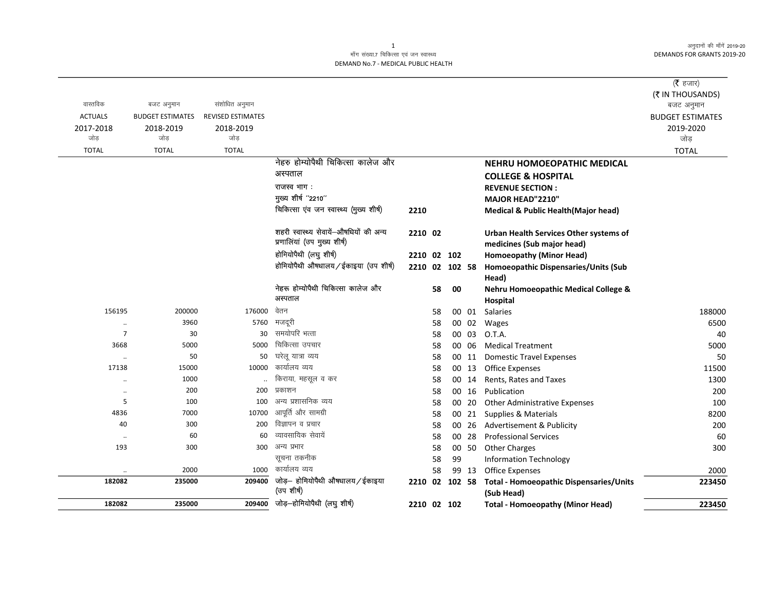माँग संख्या.7 चिकित्सा एवं जन स्वास्थ्य
DEMAND No.7 - MEDICAL PUBLIC HEALTH

अनुदानों की माँगें 2019-20
DEMANDS FOR GRANTS 2019-20

(₹ हजार)
(₹ IN THOUSANDS)

| वास्तविक ACTUALS 2017-2018 जोड़ TOTAL | बजट अनुमान BUDGET ESTIMATES 2018-2019 जोड़ TOTAL | संशोधित अनुमान REVISED ESTIMATES 2018-2019 जोड़ TOTAL | | | | | | | बजट अनुमान BUDGET ESTIMATES 2019-2020 जोड़ TOTAL |
|---|---|---|---|---|---|---|---|---|---|
| | | | नेहरु होम्योपैथी चिकित्सा कालेज और अस्पताल | | | | | NEHRU HOMOEOPATHIC MEDICAL COLLEGE & HOSPITAL | |
| | | | राजस्व भाग : | | | | | REVENUE SECTION : | |
| | | | मुख्य शीर्ष ''2210'' | | | | | MAJOR HEAD"2210" | |
| | | | चिकित्सा एंव जन स्वास्थ्य (मुख्य शीर्ष) | 2210 | | | | Medical & Public Health(Major head) | |
| | | | शहरी स्वास्थ्य सेवायें–औषधियों की अन्य प्रणालियां (उप मुख्य शीर्ष) | 2210 | 02 | | | Urban Health Services Other systems of medicines (Sub major head) | |
| | | | होमियोपैथी (लघु शीर्ष) | 2210 | 02 | 102 | | Homoeopathy (Minor Head) | |
| | | | होमियोपैथी औषधालय/ईकाइया (उप शीर्ष) | 2210 | 02 | 102 | 58 | Homoeopathic Dispensaries/Units (Sub Head) | |
| | | | नेहरू होम्योपैथी चिकित्सा कालेज और अस्पताल | | 58 | 00 | | Nehru Homoeopathic Medical College & Hospital | |
| 156195 | 200000 | 176000 | वेतन | | 58 | 00 | 01 | Salaries | 188000 |
| .. | 3960 | 5760 | मजदूरी | | 58 | 00 | 02 | Wages | 6500 |
| 7 | 30 | 30 | समयोपरि भत्ता | | 58 | 00 | 03 | O.T.A. | 40 |
| 3668 | 5000 | 5000 | चिकित्सा उपचार | | 58 | 00 | 06 | Medical Treatment | 5000 |
| .. | 50 | 50 | घरेलू यात्रा व्यय | | 58 | 00 | 11 | Domestic Travel Expenses | 50 |
| 17138 | 15000 | 10000 | कार्यालय व्यय | | 58 | 00 | 13 | Office Expenses | 11500 |
| .. | 1000 | .. | किराया, महसूल व कर | | 58 | 00 | 14 | Rents, Rates and Taxes | 1300 |
| .. | 200 | 200 | प्रकाशन | | 58 | 00 | 16 | Publication | 200 |
| 5 | 100 | 100 | अन्य प्रशासनिक व्यय | | 58 | 00 | 20 | Other Administrative Expenses | 100 |
| 4836 | 7000 | 10700 | आपूर्ति और सामग्री | | 58 | 00 | 21 | Supplies & Materials | 8200 |
| 40 | 300 | 200 | विज्ञापन व प्रचार | | 58 | 00 | 26 | Advertisement & Publicity | 200 |
| .. | 60 | 60 | व्यावसायिक सेवायें | | 58 | 00 | 28 | Professional Services | 60 |
| 193 | 300 | 300 | अन्य प्रभार | | 58 | 00 | 50 | Other Charges | 300 |
| | | | सूचना तकनीक | | 58 | 99 | | Information Technology | |
| .. | 2000 | 1000 | कार्यालय व्यय | | 58 | 99 | 13 | Office Expenses | 2000 |
| **182082** | **235000** | **209400** | जोड़– होमियोपैथी औषधालय/ईकाइया (उप शीर्ष) | 2210 | 02 | 102 | 58 | **Total - Homoeopathic Dispensaries/Units (Sub Head)** | **223450** |
| **182082** | **235000** | **209400** | जोड़–होमियोपैथी (लघु शीर्ष) | 2210 | 02 | 102 | | **Total - Homoeopathy (Minor Head)** | **223450** |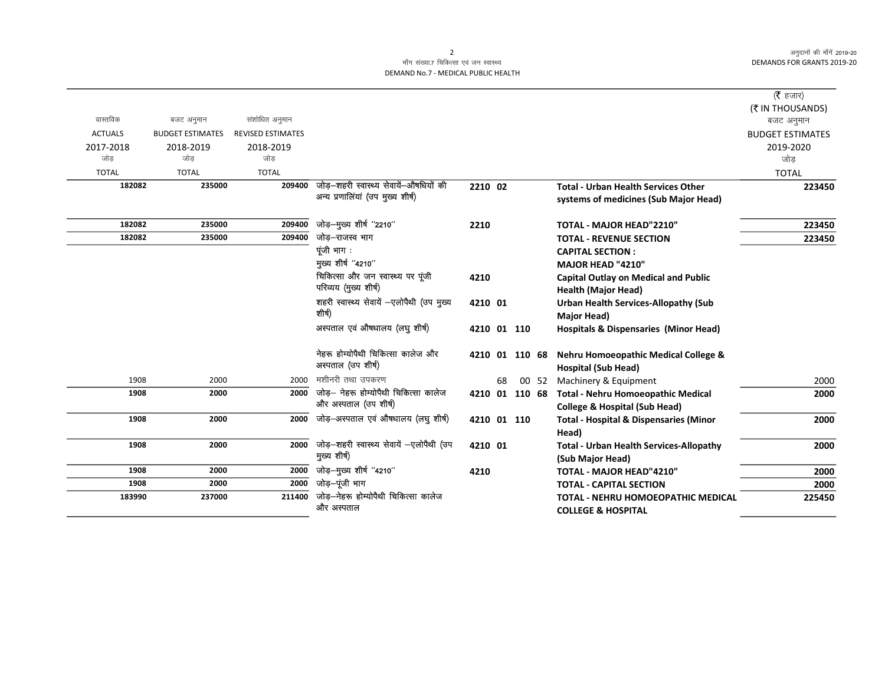| वास्तविक ACTUALS 2017-2018 जोड़ TOTAL | बजट अनुमान BUDGET ESTIMATES 2018-2019 जोड़ TOTAL | संशोधित अनुमान REVISED ESTIMATES 2018-2019 जोड़ TOTAL | | | | (₹ हजार) (₹ IN THOUSANDS) बजट अनुमान BUDGET ESTIMATES 2019-2020 जोड़ TOTAL |
|---|---|---|---|---|---|---|
| **182082** | **235000** | **209400** | जोड़–शहरी स्वास्थ्य सेवायें–औषधियों की अन्य प्रणालियां (उप मुख्य शीर्ष) | **2210 02** | **Total - Urban Health Services Other systems of medicines (Sub Major Head)** | **223450** |
| **182082** | **235000** | **209400** | जोड़–मुख्य शीर्ष ''2210'' | **2210** | **TOTAL - MAJOR HEAD"2210"** | **223450** |
| **182082** | **235000** | **209400** | जोड़–राजस्व भाग | | **TOTAL - REVENUE SECTION** | **223450** |
| | | | पूंजी भाग : | | **CAPITAL SECTION :** | |
| | | | मुख्य शीर्ष ''4210'' | | **MAJOR HEAD "4210"** | |
| | | | चिकित्सा और जन स्वास्थ्य पर पूंजी परिव्यय (मुख्य शीर्ष) | **4210** | **Capital Outlay on Medical and Public Health (Major Head)** | |
| | | | शहरी स्वास्थ्य सेवायें –एलोपैथी (उप मुख्य शीर्ष) | **4210 01** | **Urban Health Services-Allopathy (Sub Major Head)** | |
| | | | अस्पताल एवं औषधालय (लघु शीर्ष) | **4210 01 110** | **Hospitals & Dispensaries (Minor Head)** | |
| | | | नेहरू होम्योपैथी चिकित्सा कालेज और अस्पताल (उप शीर्ष) | **4210 01 110 68** | **Nehru Homoeopathic Medical College & Hospital (Sub Head)** | |
| 1908 | 2000 | 2000 | मशीनरी तथा उपकरण | 68 00 52 | Machinery & Equipment | 2000 |
| **1908** | **2000** | **2000** | जोड़– नेहरू होम्योपैथी चिकित्सा कालेज और अस्पताल (उप शीर्ष) | **4210 01 110 68** | **Total - Nehru Homoeopathic Medical College & Hospital (Sub Head)** | **2000** |
| **1908** | **2000** | **2000** | जोड़–अस्पताल एवं औषधालय (लघु शीर्ष) | **4210 01 110** | **Total - Hospital & Dispensaries (Minor Head)** | **2000** |
| **1908** | **2000** | **2000** | जोड़–शहरी स्वास्थ्य सेवायें –एलोपैथी (उप मुख्य शीर्ष) | **4210 01** | **Total - Urban Health Services-Allopathy (Sub Major Head)** | **2000** |
| **1908** | **2000** | **2000** | जोड़–मुख्य शीर्ष ''4210'' | **4210** | **TOTAL - MAJOR HEAD"4210"** | **2000** |
| **1908** | **2000** | **2000** | जोड़–पूंजी भाग | | **TOTAL - CAPITAL SECTION** | **2000** |
| **183990** | **237000** | **211400** | जोड़–नेहरू होम्योपैथी चिकित्सा कालेज और अस्पताल | | **TOTAL - NEHRU HOMOEOPATHIC MEDICAL COLLEGE & HOSPITAL** | **225450** |